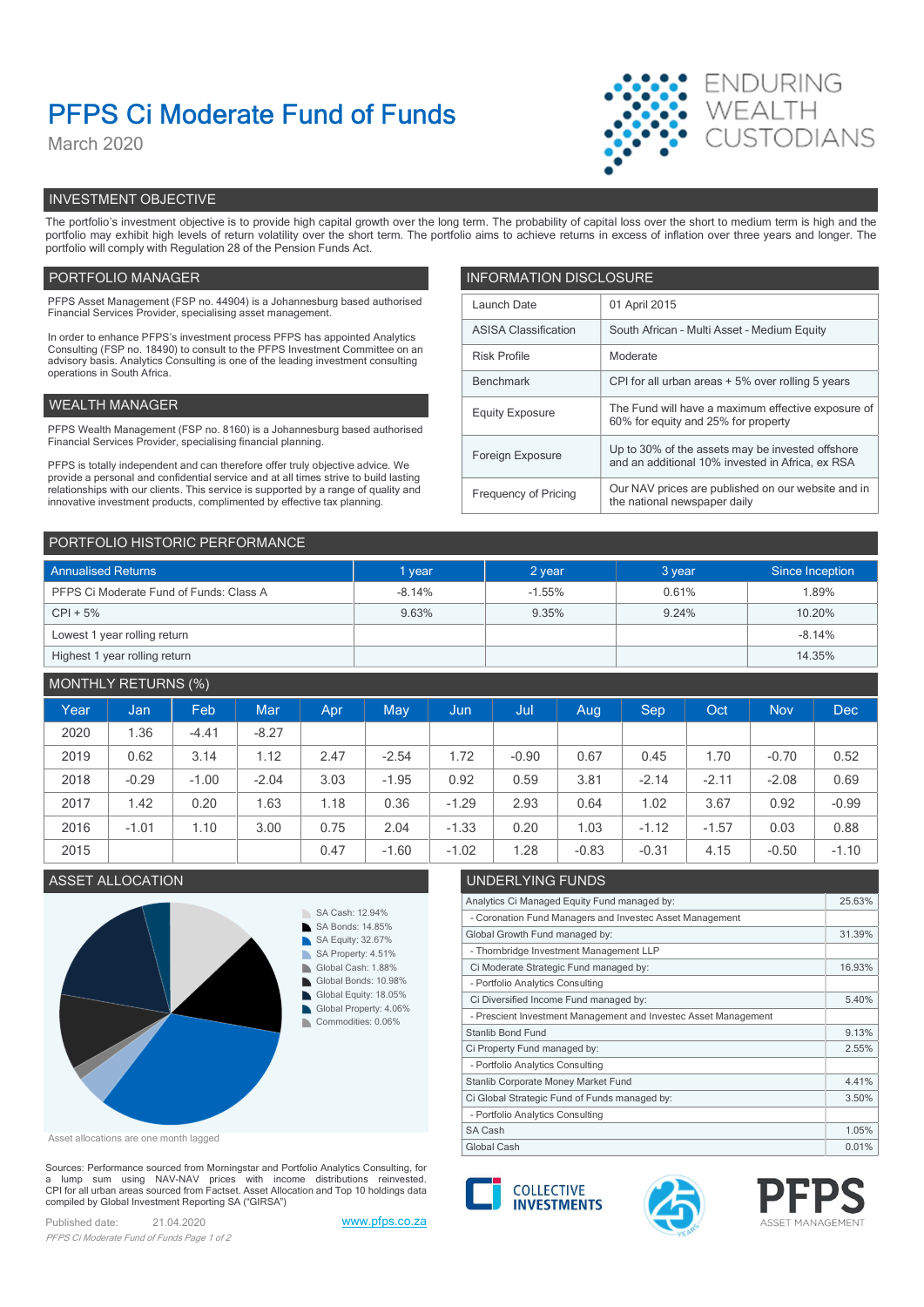# PFPS Ci Moderate Fund of Funds

March 2020

ENDURING WEALTH CUSTODIANS

## INVESTMENT OBJECTIVE

The portfolio's investment objective is to provide high capital growth over the long term. The probability of capital loss over the short to medium term is high and the portfolio may exhibit high levels of return volatility over the short term. The portfolio aims to achieve returns in excess of inflation over three years and longer. The portfolio will comply with Regulation 28 of the Pension Funds Act.

## PORTFOLIO MANAGER

PFPS Asset Management (FSP no. 44904) is a Johannesburg based authorised Financial Services Provider, specialising asset management.

In order to enhance PFPS's investment process PFPS has appointed Analytics Consulting (FSP no. 18490) to consult to the PFPS Investment Committee on an advisory basis. Analytics Consulting is one of the leading investment consulting operations in South Africa.

## WEALTH MANAGER

PFPS Wealth Management (FSP no. 8160) is a Johannesburg based authorised Financial Services Provider, specialising financial planning.

PFPS is totally independent and can therefore offer truly objective advice. We provide a personal and confidential service and at all times strive to build lasting relationships with our clients. This service is supported by a range of quality and innovative investment products, complimented by effective tax planning.

## INFORMATION DISCLOSURE

| | |
|---|---|
| Launch Date | 01 April 2015 |
| ASISA Classification | South African - Multi Asset - Medium Equity |
| Risk Profile | Moderate |
| Benchmark | CPI for all urban areas + 5% over rolling 5 years |
| Equity Exposure | The Fund will have a maximum effective exposure of 60% for equity and 25% for property |
| Foreign Exposure | Up to 30% of the assets may be invested offshore and an additional 10% invested in Africa, ex RSA |
| Frequency of Pricing | Our NAV prices are published on our website and in the national newspaper daily |

## PORTFOLIO HISTORIC PERFORMANCE

| Annualised Returns | 1 year | 2 year | 3 year | Since Inception |
|---|---|---|---|---|
| PFPS Ci Moderate Fund of Funds: Class A | -8.14% | -1.55% | 0.61% | 1.89% |
| CPI + 5% | 9.63% | 9.35% | 9.24% | 10.20% |
| Lowest 1 year rolling return | | | | -8.14% |
| Highest 1 year rolling return | | | | 14.35% |

## MONTHLY RETURNS (%)

| Year | Jan | Feb | Mar | Apr | May | Jun | Jul | Aug | Sep | Oct | Nov | Dec |
|---|---|---|---|---|---|---|---|---|---|---|---|---|
| 2020 | 1.36 | -4.41 | -8.27 | | | | | | | | | |
| 2019 | 0.62 | 3.14 | 1.12 | 2.47 | -2.54 | 1.72 | -0.90 | 0.67 | 0.45 | 1.70 | -0.70 | 0.52 |
| 2018 | -0.29 | -1.00 | -2.04 | 3.03 | -1.95 | 0.92 | 0.59 | 3.81 | -2.14 | -2.11 | -2.08 | 0.69 |
| 2017 | 1.42 | 0.20 | 1.63 | 1.18 | 0.36 | -1.29 | 2.93 | 0.64 | 1.02 | 3.67 | 0.92 | -0.99 |
| 2016 | -1.01 | 1.10 | 3.00 | 0.75 | 2.04 | -1.33 | 0.20 | 1.03 | -1.12 | -1.57 | 0.03 | 0.88 |
| 2015 | | | | 0.47 | -1.60 | -1.02 | 1.28 | -0.83 | -0.31 | 4.15 | -0.50 | -1.10 |

## ASSET ALLOCATION

- SA Cash: 12.94%
- SA Bonds: 14.85%
- SA Equity: 32.67%
- SA Property: 4.51%
- Global Cash: 1.88%
- Global Bonds: 10.98%
- Global Equity: 18.05%
- Global Property: 4.06%
- Commodities: 0.06%

Asset allocations are one month lagged

## UNDERLYING FUNDS

| | |
|---|---|
| Analytics Ci Managed Equity Fund managed by: | 25.63% |
| - Coronation Fund Managers and Investec Asset Management | |
| Global Growth Fund managed by: | 31.39% |
| - Thornbridge Investment Management LLP | |
| Ci Moderate Strategic Fund managed by: | 16.93% |
| - Portfolio Analytics Consulting | |
| Ci Diversified Income Fund managed by: | 5.40% |
| - Prescient Investment Management and Investec Asset Management | |
| Stanlib Bond Fund | 9.13% |
| Ci Property Fund managed by: | 2.55% |
| - Portfolio Analytics Consulting | |
| Stanlib Corporate Money Market Fund | 4.41% |
| Ci Global Strategic Fund of Funds managed by: | 3.50% |
| - Portfolio Analytics Consulting | |
| SA Cash | 1.05% |
| Global Cash | 0.01% |

Sources: Performance sourced from Morningstar and Portfolio Analytics Consulting, for a lump sum using NAV-NAV prices with income distributions reinvested. CPI for all urban areas sourced from Factset. Asset Allocation and Top 10 holdings data compiled by Global Investment Reporting SA ("GIRSA")

Published date: 21.04.2020 www.pfps.co.za

COLLECTIVE INVESTMENTS | PFPS ASSET MANAGEMENT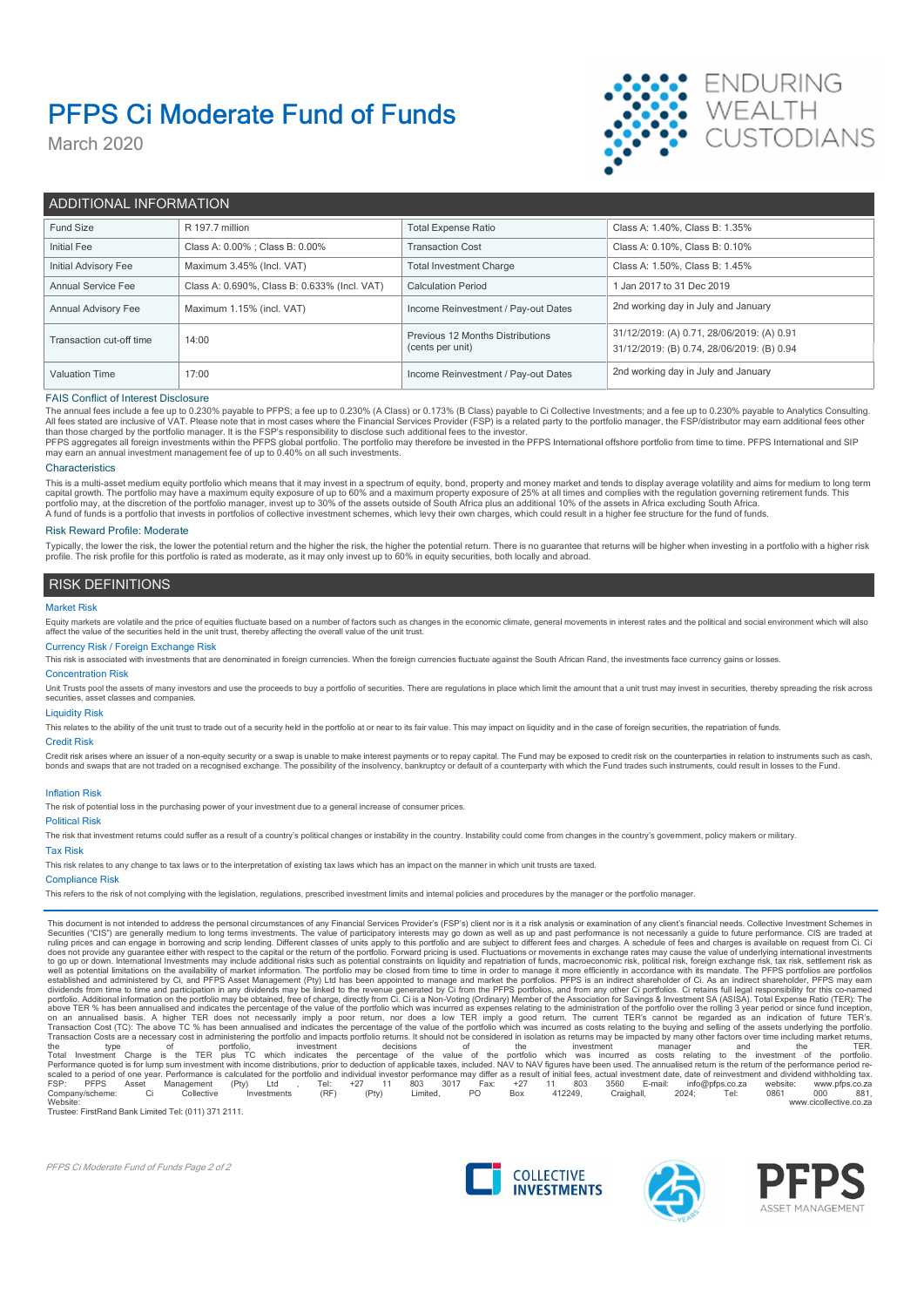# PFPS Ci Moderate Fund of Funds

March 2020

ENDURING WEALTH CUSTODIANS

## ADDITIONAL INFORMATION

| | | | |
|---|---|---|---|
| Fund Size | R 197.7 million | Total Expense Ratio | Class A: 1.40%, Class B: 1.35% |
| Initial Fee | Class A: 0.00% ; Class B: 0.00% | Transaction Cost | Class A: 0.10%, Class B: 0.10% |
| Initial Advisory Fee | Maximum 3.45% (Incl. VAT) | Total Investment Charge | Class A: 1.50%, Class B: 1.45% |
| Annual Service Fee | Class A: 0.690%, Class B: 0.633% (Incl. VAT) | Calculation Period | 1 Jan 2017 to 31 Dec 2019 |
| Annual Advisory Fee | Maximum 1.15% (incl. VAT) | Income Reinvestment / Pay-out Dates | 2nd working day in July and January |
| Transaction cut-off time | 14:00 | Previous 12 Months Distributions (cents per unit) | 31/12/2019: (A) 0.71, 28/06/2019: (A) 0.91<br>31/12/2019: (B) 0.74, 28/06/2019: (B) 0.94 |
| Valuation Time | 17:00 | Income Reinvestment / Pay-out Dates | 2nd working day in July and January |

### FAIS Conflict of Interest Disclosure

The annual fees include a fee up to 0.230% payable to PFPS; a fee up to 0.230% (A Class) or 0.173% (B Class) payable to Ci Collective Investments; and a fee up to 0.230% payable to Analytics Consulting. All fees stated are inclusive of VAT. Please note that in most cases where the Financial Services Provider (FSP) is a related party to the portfolio manager, the FSP/distributor may earn additional fees other than those charged by the portfolio manager. It is the FSP's responsibility to disclose such additional fees to the investor.
PFPS aggregates all foreign investments within the PFPS global portfolio. The portfolio may therefore be invested in the PFPS International offshore portfolio from time to time. PFPS International and SIP may earn an annual investment management fee of up to 0.40% on all such investments.

### Characteristics

This is a multi-asset medium equity portfolio which means that it may invest in a spectrum of equity, bond, property and money market and tends to display average volatility and aims for medium to long term capital growth. The portfolio may have a maximum equity exposure of up to 60% and a maximum property exposure of 25% at all times and complies with the regulation governing retirement funds. This portfolio may, at the discretion of the portfolio manager, invest up to 30% of the assets outside of South Africa plus an additional 10% of the assets in Africa excluding South Africa.
A fund of funds is a portfolio that invests in portfolios of collective investment schemes, which levy their own charges, which could result in a higher fee structure for the fund of funds.

### Risk Reward Profile: Moderate

Typically, the lower the risk, the lower the potential return and the higher the risk, the higher the potential return. There is no guarantee that returns will be higher when investing in a portfolio with a higher risk profile. The risk profile for this portfolio is rated as moderate, as it may only invest up to 60% in equity securities, both locally and abroad.

## RISK DEFINITIONS

### Market Risk

Equity markets are volatile and the price of equities fluctuate based on a number of factors such as changes in the economic climate, general movements in interest rates and the political and social environment which will also affect the value of the securities held in the unit trust, thereby affecting the overall value of the unit trust.

### Currency Risk / Foreign Exchange Risk

This risk is associated with investments that are denominated in foreign currencies. When the foreign currencies fluctuate against the South African Rand, the investments face currency gains or losses.

### Concentration Risk

Unit Trusts pool the assets of many investors and use the proceeds to buy a portfolio of securities. There are regulations in place which limit the amount that a unit trust may invest in securities, thereby spreading the risk across securities, asset classes and companies.

### Liquidity Risk

This relates to the ability of the unit trust to trade out of a security held in the portfolio at or near to its fair value. This may impact on liquidity and in the case of foreign securities, the repatriation of funds.

### Credit Risk

Credit risk arises where an issuer of a non-equity security or a swap is unable to make interest payments or to repay capital. The Fund may be exposed to credit risk on the counterparties in relation to instruments such as cash, bonds and swaps that are not traded on a recognised exchange. The possibility of the insolvency, bankruptcy or default of a counterparty with which the Fund trades such instruments, could result in losses to the Fund.

### Inflation Risk

The risk of potential loss in the purchasing power of your investment due to a general increase of consumer prices.

### Political Risk

The risk that investment returns could suffer as a result of a country's political changes or instability in the country. Instability could come from changes in the country's government, policy makers or military.

### Tax Risk

This risk relates to any change to tax laws or to the interpretation of existing tax laws which has an impact on the manner in which unit trusts are taxed.

### Compliance Risk

This refers to the risk of not complying with the legislation, regulations, prescribed investment limits and internal policies and procedures by the manager or the portfolio manager.

This document is not intended to address the personal circumstances of any Financial Services Provider's (FSP's) client nor is it a risk analysis or examination of any client's financial needs. Collective Investment Schemes in Securities ("CIS") are generally medium to long terms investments. The value of participatory interests may go down as well as up and past performance is not necessarily a guide to future performance. CIS are traded at ruling prices and can engage in borrowing and scrip lending. Different classes of units apply to this portfolio and are subject to different fees and charges. A schedule of fees and charges is available on request from Ci. Ci does not provide any guarantee either with respect to the capital or the return of the portfolio. Forward pricing is used. Fluctuations or movements in exchange rates may cause the value of underlying international investments to go up or down. International Investments may include additional risks such as potential constraints on liquidity and repatriation of funds, macroeconomic risk, political risk, foreign exchange risk, tax risk, settlement risk as well as potential limitations on the availability of market information. The portfolio may be closed from time to time in order to manage it more efficiently in accordance with its mandate. The PFPS portfolios are portfolios established and administered by Ci, and PFPS Asset Management (Pty) Ltd has been appointed to manage and market the portfolios. PFPS is an indirect shareholder of Ci. As an indirect shareholder, PFPS may earn dividends from time to time and participation in any dividends may be linked to the revenue generated by Ci from the PFPS portfolios, and from any other Ci portfolios. Ci retains full legal responsibility for this co-named portfolio. Additional information on the portfolio may be obtained, free of charge, directly from Ci. Ci is a Non-Voting (Ordinary) Member of the Association for Savings & Investment SA (ASISA). Total Expense Ratio (TER): The above TER % has been annualised and indicates the percentage of the value of the portfolio which was incurred as expenses relating to the administration of the portfolio over the rolling 3 year period or since fund inception, on an annualised basis. A higher TER does not necessarily imply a poor return, nor does a low TER imply a good return. The current TER's cannot be regarded as an indication of future TER's. Transaction Cost (TC): The above TC % has been annualised and indicates the percentage of the value of the portfolio which was incurred as costs relating to the buying and selling of the assets underlying the portfolio. Transaction Costs are a necessary cost in administering the portfolio and impacts portfolio returns. It should not be considered in isolation as returns may be impacted by many other factors over time including market returns, the type of portfolio, investment decisions of the investment manager and the TER. Total Investment Charge is the TER plus TC which indicates the percentage of the value of the portfolio which was incurred as costs relating to the investment of the portfolio. Performance quoted is for lump sum investment with income distributions, prior to deduction of applicable taxes, included. NAV to NAV figures have been used. The annualised return is the return of the performance period re-scaled to a period of one year. Performance is calculated for the portfolio and individual investor performance may differ as a result of initial fees, actual investment date, date of reinvestment and dividend withholding tax. FSP: PFPS Asset Management (Pty) Ltd , Tel: +27 11 803 3017 Fax: +27 11 803 3560 E-mail: info@pfps.co.za website: www.pfps.co.za Company/scheme: Ci Collective Investments (RF) (Pty) Limited, PO Box 412249, Craighall, 2024; Tel: 0861 000 881, Website: www.cicollective.co.za
Trustee: FirstRand Bank Limited Tel: (011) 371 2111.